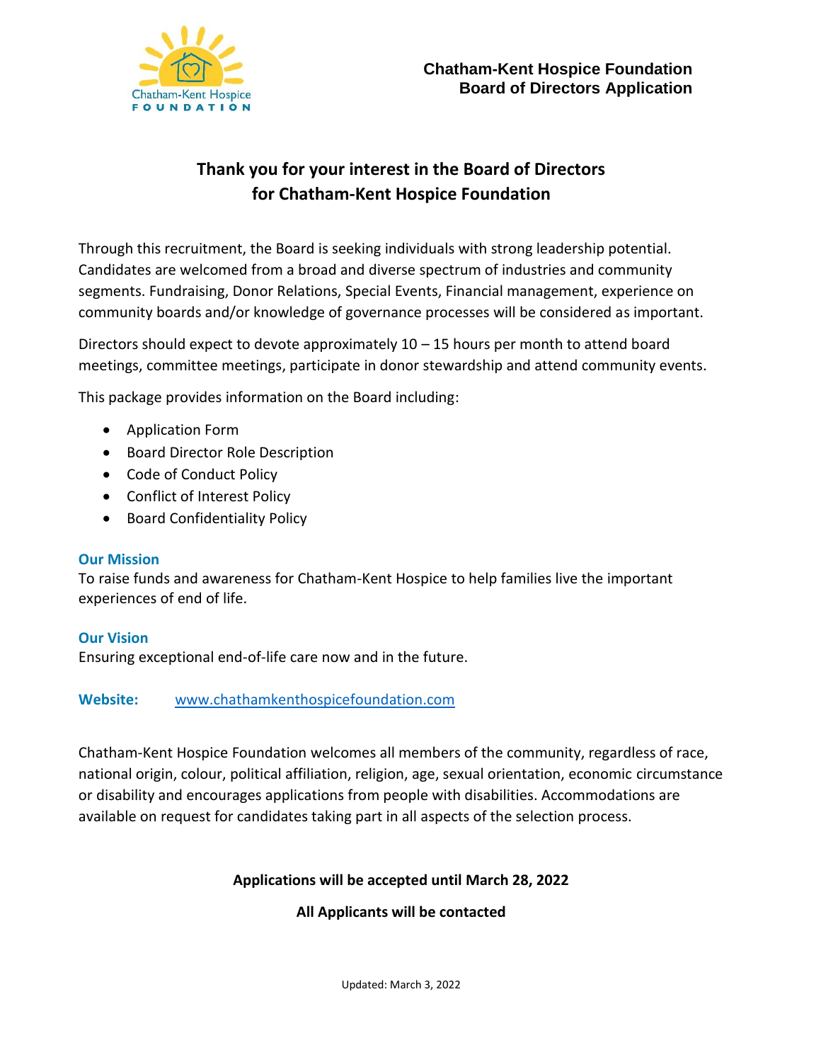**Chatham-Kent Hospice Foundation**
**Board of Directors Application**

# Thank you for your interest in the Board of Directors for Chatham-Kent Hospice Foundation

Through this recruitment, the Board is seeking individuals with strong leadership potential. Candidates are welcomed from a broad and diverse spectrum of industries and community segments. Fundraising, Donor Relations, Special Events, Financial management, experience on community boards and/or knowledge of governance processes will be considered as important.

Directors should expect to devote approximately 10 – 15 hours per month to attend board meetings, committee meetings, participate in donor stewardship and attend community events.

This package provides information on the Board including:

- Application Form
- Board Director Role Description
- Code of Conduct Policy
- Conflict of Interest Policy
- Board Confidentiality Policy

### Our Mission

To raise funds and awareness for Chatham-Kent Hospice to help families live the important experiences of end of life.

### Our Vision

Ensuring exceptional end-of-life care now and in the future.

**Website:** www.chathamkenthospicefoundation.com

Chatham-Kent Hospice Foundation welcomes all members of the community, regardless of race, national origin, colour, political affiliation, religion, age, sexual orientation, economic circumstance or disability and encourages applications from people with disabilities. Accommodations are available on request for candidates taking part in all aspects of the selection process.

**Applications will be accepted until March 28, 2022**

**All Applicants will be contacted**

Updated: March 3, 2022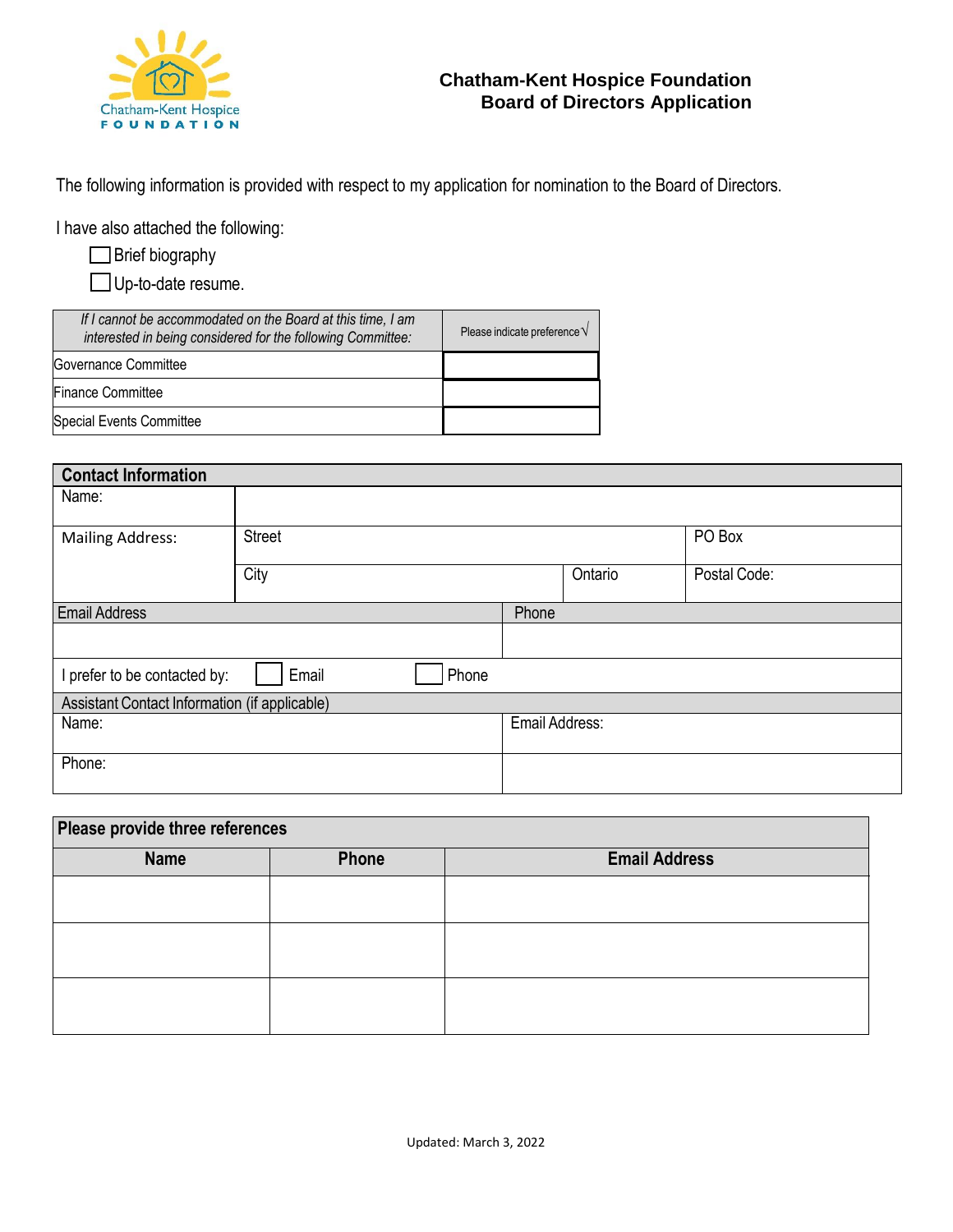# Chatham-Kent Hospice Foundation
## Board of Directors Application

The following information is provided with respect to my application for nomination to the Board of Directors.

I have also attached the following:

- ☐ Brief biography
- ☐ Up-to-date resume.

| *If I cannot be accommodated on the Board at this time, I am interested in being considered for the following Committee:* | Please indicate preference √ |
|---|---|
| Governance Committee | |
| Finance Committee | |
| Special Events Committee | |

| **Contact Information** | | | |
|---|---|---|---|
| Name: | | | |
| Mailing Address: | Street | | PO Box |
| | City | Ontario | Postal Code: |
| Email Address | | Phone | |
| | | | |
| I prefer to be contacted by: ☐ Email ☐ Phone | | | |
| Assistant Contact Information (if applicable) | | | |
| Name: | | Email Address: | |
| Phone: | | | |

| **Please provide three references** | | |
|---|---|---|
| **Name** | **Phone** | **Email Address** |
| | | |
| | | |
| | | |

Updated: March 3, 2022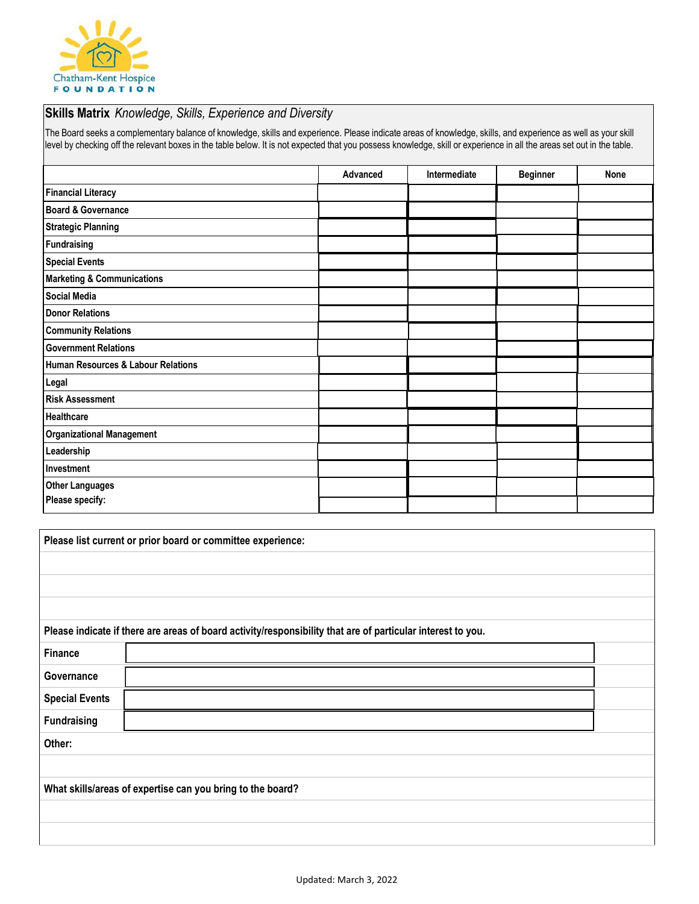Chatham-Kent Hospice
FOUNDATION

## **Skills Matrix** *Knowledge, Skills, Experience and Diversity*

The Board seeks a complementary balance of knowledge, skills and experience. Please indicate areas of knowledge, skills, and experience as well as your skill level by checking off the relevant boxes in the table below. It is not expected that you possess knowledge, skill or experience in all the areas set out in the table.

| | Advanced | Intermediate | Beginner | None |
|---|---|---|---|---|
| **Financial Literacy** | | | | |
| **Board & Governance** | | | | |
| **Strategic Planning** | | | | |
| **Fundraising** | | | | |
| **Special Events** | | | | |
| **Marketing & Communications** | | | | |
| **Social Media** | | | | |
| **Donor Relations** | | | | |
| **Community Relations** | | | | |
| **Government Relations** | | | | |
| **Human Resources & Labour Relations** | | | | |
| **Legal** | | | | |
| **Risk Assessment** | | | | |
| **Healthcare** | | | | |
| **Organizational Management** | | | | |
| **Leadership** | | | | |
| **Investment** | | | | |
| **Other Languages** | | | | |
| **Please specify:** | | | | |

**Please list current or prior board or committee experience:**

&nbsp;

**Please indicate if there are areas of board activity/responsibility that are of particular interest to you.**

| | |
|---|---|
| **Finance** | |
| **Governance** | |
| **Special Events** | |
| **Fundraising** | |

**Other:**

&nbsp;

**What skills/areas of expertise can you bring to the board?**

&nbsp;

Updated: March 3, 2022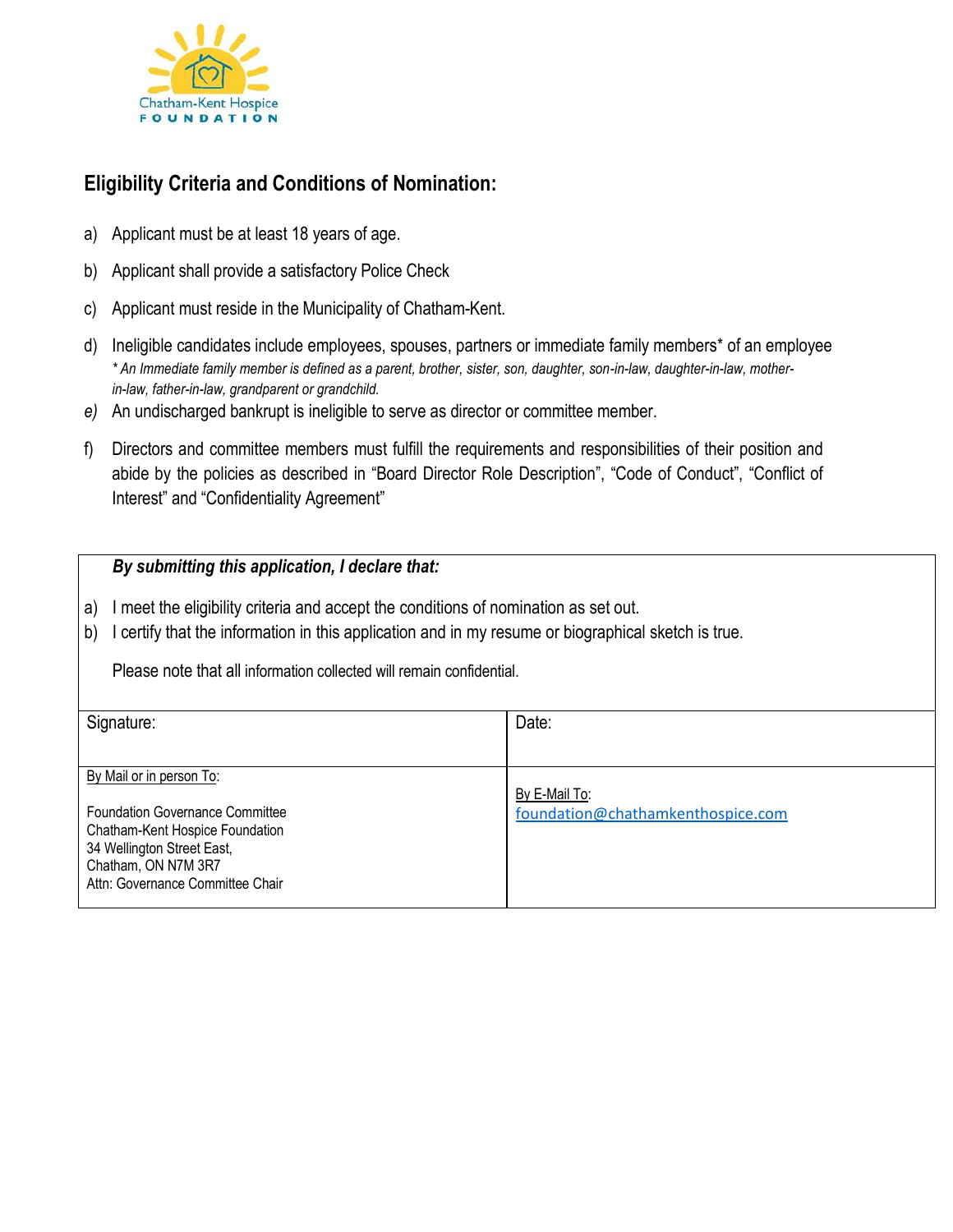Chatham-Kent Hospice
FOUNDATION

## Eligibility Criteria and Conditions of Nomination:

a) Applicant must be at least 18 years of age.

b) Applicant shall provide a satisfactory Police Check

c) Applicant must reside in the Municipality of Chatham-Kent.

d) Ineligible candidates include employees, spouses, partners or immediate family members* of an employee
*\* An Immediate family member is defined as a parent, brother, sister, son, daughter, son-in-law, daughter-in-law, mother-in-law, father-in-law, grandparent or grandchild.*

*e)* An undischarged bankrupt is ineligible to serve as director or committee member.

f) Directors and committee members must fulfill the requirements and responsibilities of their position and abide by the policies as described in "Board Director Role Description", "Code of Conduct", "Conflict of Interest" and "Confidentiality Agreement"

***By submitting this application, I declare that:***

a) I meet the eligibility criteria and accept the conditions of nomination as set out.

b) I certify that the information in this application and in my resume or biographical sketch is true.

Please note that all information collected will remain confidential.

| Signature: | Date: |
|---|---|
| By Mail or in person To:<br><br>Foundation Governance Committee<br>Chatham-Kent Hospice Foundation<br>34 Wellington Street East,<br>Chatham, ON N7M 3R7<br>Attn: Governance Committee Chair | By E-Mail To:<br>foundation@chathamkenthospice.com |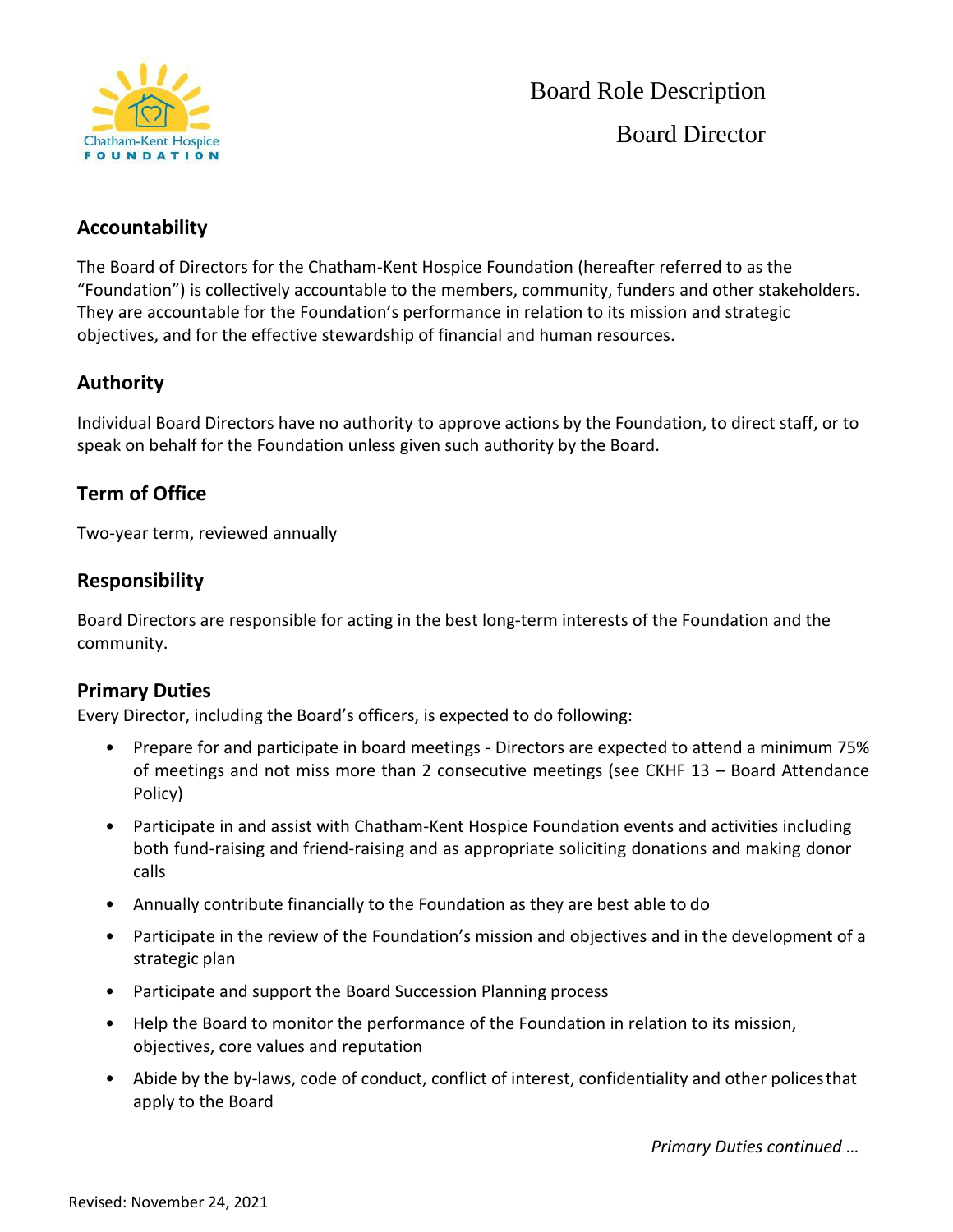# Board Role Description

## Board Director

## Accountability

The Board of Directors for the Chatham-Kent Hospice Foundation (hereafter referred to as the "Foundation") is collectively accountable to the members, community, funders and other stakeholders. They are accountable for the Foundation's performance in relation to its mission and strategic objectives, and for the effective stewardship of financial and human resources.

## Authority

Individual Board Directors have no authority to approve actions by the Foundation, to direct staff, or to speak on behalf for the Foundation unless given such authority by the Board.

## Term of Office

Two-year term, reviewed annually

## Responsibility

Board Directors are responsible for acting in the best long-term interests of the Foundation and the community.

## Primary Duties

Every Director, including the Board's officers, is expected to do following:

- Prepare for and participate in board meetings - Directors are expected to attend a minimum 75% of meetings and not miss more than 2 consecutive meetings (see CKHF 13 – Board Attendance Policy)
- Participate in and assist with Chatham-Kent Hospice Foundation events and activities including both fund-raising and friend-raising and as appropriate soliciting donations and making donor calls
- Annually contribute financially to the Foundation as they are best able to do
- Participate in the review of the Foundation's mission and objectives and in the development of a strategic plan
- Participate and support the Board Succession Planning process
- Help the Board to monitor the performance of the Foundation in relation to its mission, objectives, core values and reputation
- Abide by the by-laws, code of conduct, conflict of interest, confidentiality and other polices that apply to the Board

*Primary Duties continued …*

Revised: November 24, 2021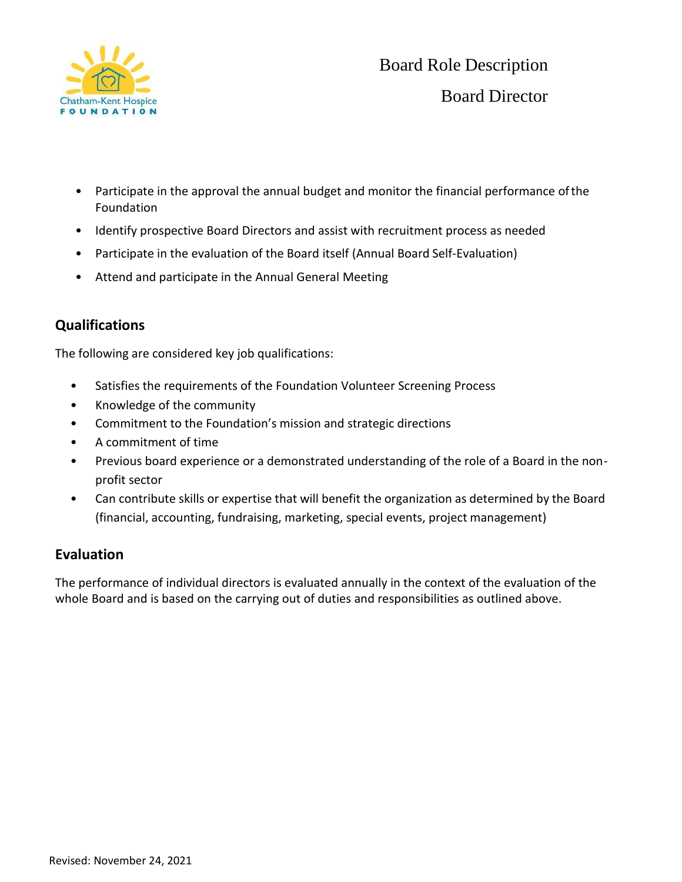- Participate in the approval the annual budget and monitor the financial performance of the Foundation
- Identify prospective Board Directors and assist with recruitment process as needed
- Participate in the evaluation of the Board itself (Annual Board Self-Evaluation)
- Attend and participate in the Annual General Meeting

## Qualifications

The following are considered key job qualifications:

- Satisfies the requirements of the Foundation Volunteer Screening Process
- Knowledge of the community
- Commitment to the Foundation's mission and strategic directions
- A commitment of time
- Previous board experience or a demonstrated understanding of the role of a Board in the non-profit sector
- Can contribute skills or expertise that will benefit the organization as determined by the Board (financial, accounting, fundraising, marketing, special events, project management)

## Evaluation

The performance of individual directors is evaluated annually in the context of the evaluation of the whole Board and is based on the carrying out of duties and responsibilities as outlined above.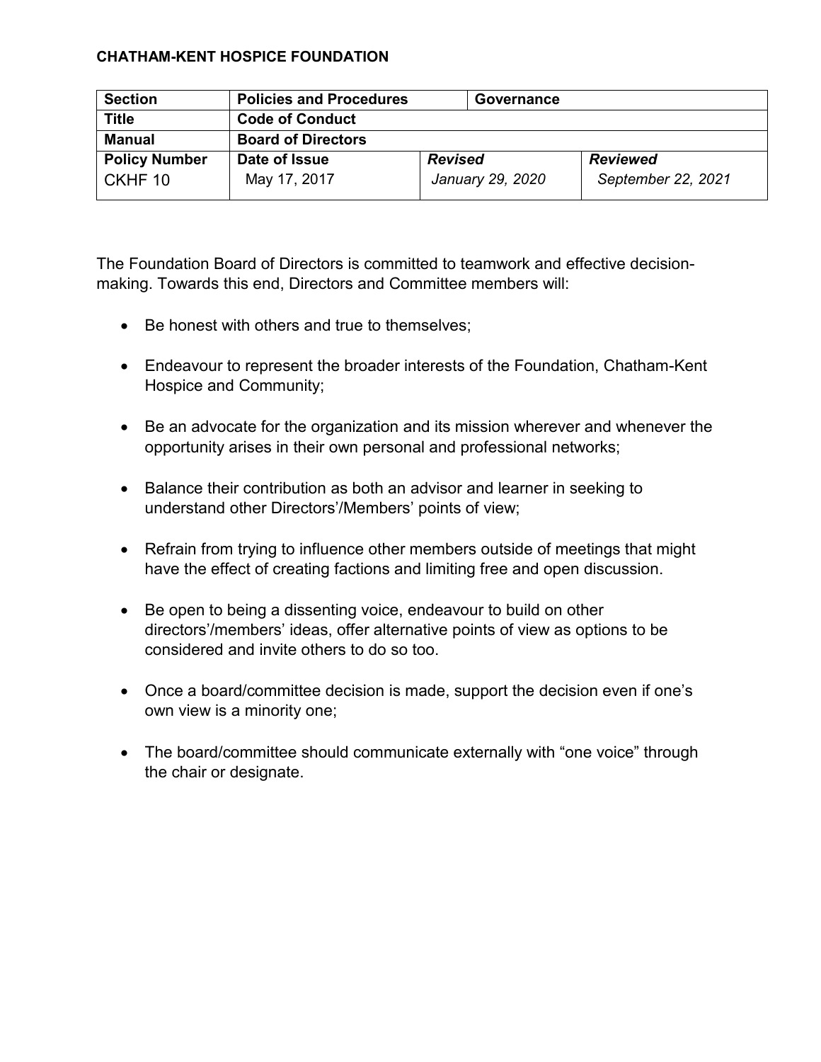**CHATHAM-KENT HOSPICE FOUNDATION**

| **Section** | **Policies and Procedures** | | **Governance** |
|---|---|---|---|
| **Title** | **Code of Conduct** | | |
| **Manual** | **Board of Directors** | | |
| **Policy Number** CKHF 10 | **Date of Issue** May 17, 2017 | ***Revised*** *January 29, 2020* | ***Reviewed*** *September 22, 2021* |

The Foundation Board of Directors is committed to teamwork and effective decision-making. Towards this end, Directors and Committee members will:

- Be honest with others and true to themselves;
- Endeavour to represent the broader interests of the Foundation, Chatham-Kent Hospice and Community;
- Be an advocate for the organization and its mission wherever and whenever the opportunity arises in their own personal and professional networks;
- Balance their contribution as both an advisor and learner in seeking to understand other Directors'/Members' points of view;
- Refrain from trying to influence other members outside of meetings that might have the effect of creating factions and limiting free and open discussion.
- Be open to being a dissenting voice, endeavour to build on other directors'/members' ideas, offer alternative points of view as options to be considered and invite others to do so too.
- Once a board/committee decision is made, support the decision even if one's own view is a minority one;
- The board/committee should communicate externally with "one voice" through the chair or designate.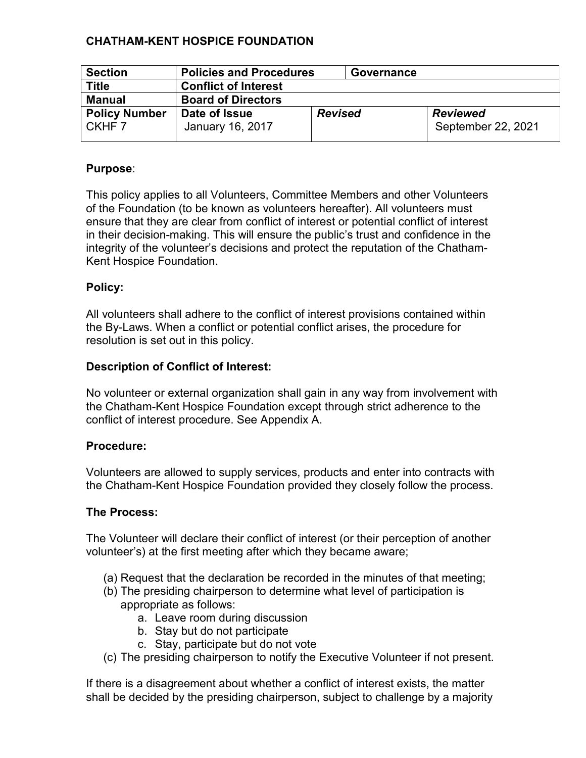**CHATHAM-KENT HOSPICE FOUNDATION**

| **Section** | **Policies and Procedures** | | **Governance** | |
|---|---|---|---|---|
| **Title** | **Conflict of Interest** | | | |
| **Manual** | **Board of Directors** | | | |
| **Policy Number** CKHF 7 | **Date of Issue** January 16, 2017 | ***Revised*** | | ***Reviewed*** September 22, 2021 |

**Purpose**:

This policy applies to all Volunteers, Committee Members and other Volunteers of the Foundation (to be known as volunteers hereafter). All volunteers must ensure that they are clear from conflict of interest or potential conflict of interest in their decision-making. This will ensure the public's trust and confidence in the integrity of the volunteer's decisions and protect the reputation of the Chatham-Kent Hospice Foundation.

**Policy:**

All volunteers shall adhere to the conflict of interest provisions contained within the By-Laws. When a conflict or potential conflict arises, the procedure for resolution is set out in this policy.

**Description of Conflict of Interest:**

No volunteer or external organization shall gain in any way from involvement with the Chatham-Kent Hospice Foundation except through strict adherence to the conflict of interest procedure. See Appendix A.

**Procedure:**

Volunteers are allowed to supply services, products and enter into contracts with the Chatham-Kent Hospice Foundation provided they closely follow the process.

**The Process:**

The Volunteer will declare their conflict of interest (or their perception of another volunteer's) at the first meeting after which they became aware;

(a) Request that the declaration be recorded in the minutes of that meeting;
(b) The presiding chairperson to determine what level of participation is appropriate as follows:
  a. Leave room during discussion
  b. Stay but do not participate
  c. Stay, participate but do not vote
(c) The presiding chairperson to notify the Executive Volunteer if not present.

If there is a disagreement about whether a conflict of interest exists, the matter shall be decided by the presiding chairperson, subject to challenge by a majority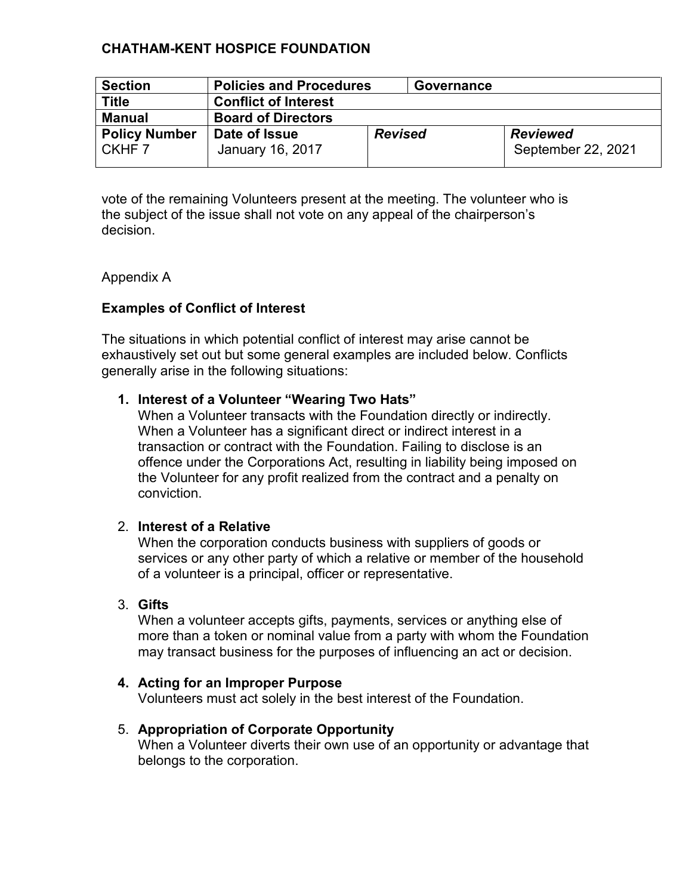**CHATHAM-KENT HOSPICE FOUNDATION**

| **Section** | **Policies and Procedures** | **Governance** | |
|---|---|---|---|
| **Title** | **Conflict of Interest** | | |
| **Manual** | **Board of Directors** | | |
| **Policy Number** CKHF 7 | **Date of Issue** January 16, 2017 | ***Revised*** | ***Reviewed*** September 22, 2021 |

vote of the remaining Volunteers present at the meeting. The volunteer who is the subject of the issue shall not vote on any appeal of the chairperson's decision.

Appendix A

**Examples of Conflict of Interest**

The situations in which potential conflict of interest may arise cannot be exhaustively set out but some general examples are included below. Conflicts generally arise in the following situations:

1. **Interest of a Volunteer "Wearing Two Hats"**
   When a Volunteer transacts with the Foundation directly or indirectly. When a Volunteer has a significant direct or indirect interest in a transaction or contract with the Foundation. Failing to disclose is an offence under the Corporations Act, resulting in liability being imposed on the Volunteer for any profit realized from the contract and a penalty on conviction.

2. **Interest of a Relative**
   When the corporation conducts business with suppliers of goods or services or any other party of which a relative or member of the household of a volunteer is a principal, officer or representative.

3. **Gifts**
   When a volunteer accepts gifts, payments, services or anything else of more than a token or nominal value from a party with whom the Foundation may transact business for the purposes of influencing an act or decision.

4. **Acting for an Improper Purpose**
   Volunteers must act solely in the best interest of the Foundation.

5. **Appropriation of Corporate Opportunity**
   When a Volunteer diverts their own use of an opportunity or advantage that belongs to the corporation.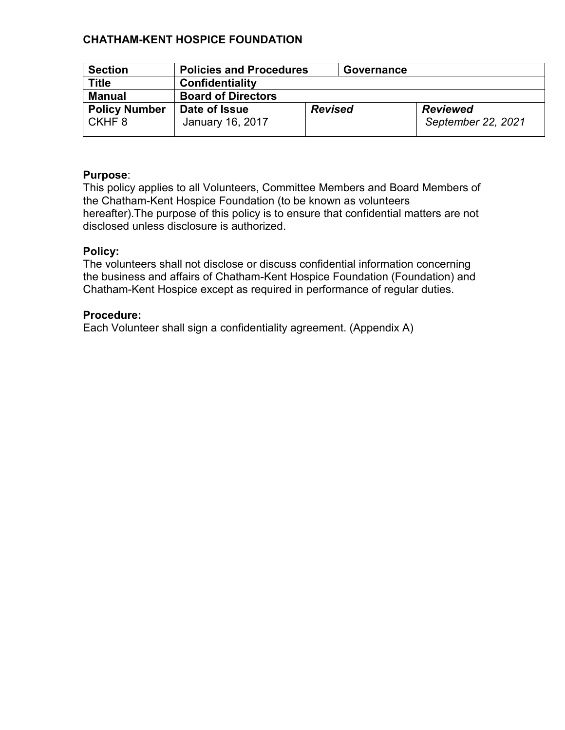**CHATHAM-KENT HOSPICE FOUNDATION**

| **Section** | **Policies and Procedures** | | **Governance** |
|---|---|---|---|
| **Title** | **Confidentiality** | | |
| **Manual** | **Board of Directors** | | |
| **Policy Number** CKHF 8 | **Date of Issue** January 16, 2017 | ***Revised*** | ***Reviewed*** *September 22, 2021* |

**Purpose**:
This policy applies to all Volunteers, Committee Members and Board Members of the Chatham-Kent Hospice Foundation (to be known as volunteers hereafter).The purpose of this policy is to ensure that confidential matters are not disclosed unless disclosure is authorized.

**Policy:**
The volunteers shall not disclose or discuss confidential information concerning the business and affairs of Chatham-Kent Hospice Foundation (Foundation) and Chatham-Kent Hospice except as required in performance of regular duties.

**Procedure:**
Each Volunteer shall sign a confidentiality agreement. (Appendix A)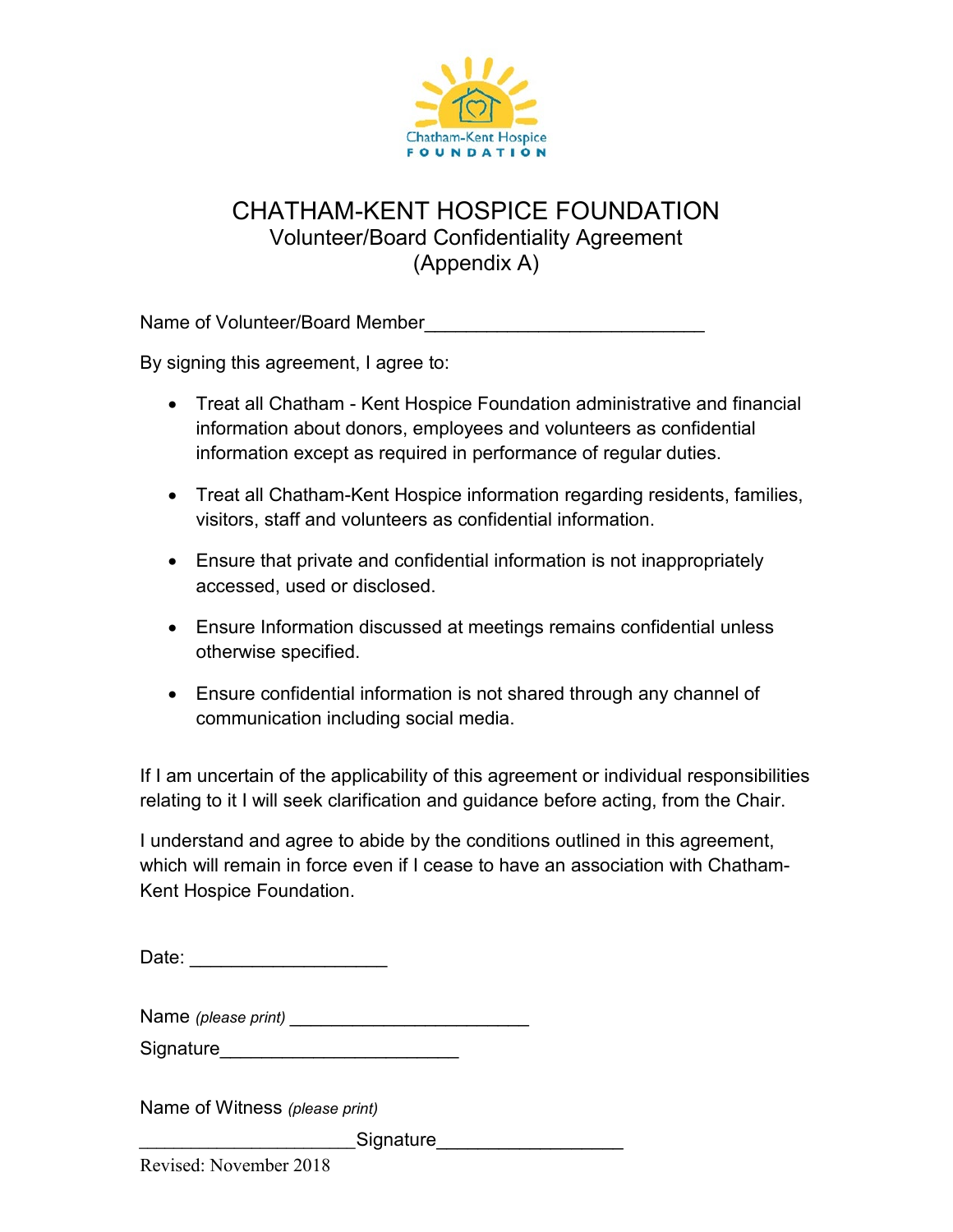# CHATHAM-KENT HOSPICE FOUNDATION

## Volunteer/Board Confidentiality Agreement
## (Appendix A)

Name of Volunteer/Board Member___________________________

By signing this agreement, I agree to:

- Treat all Chatham - Kent Hospice Foundation administrative and financial information about donors, employees and volunteers as confidential information except as required in performance of regular duties.
- Treat all Chatham-Kent Hospice information regarding residents, families, visitors, staff and volunteers as confidential information.
- Ensure that private and confidential information is not inappropriately accessed, used or disclosed.
- Ensure Information discussed at meetings remains confidential unless otherwise specified.
- Ensure confidential information is not shared through any channel of communication including social media.

If I am uncertain of the applicability of this agreement or individual responsibilities relating to it I will seek clarification and guidance before acting, from the Chair.

I understand and agree to abide by the conditions outlined in this agreement, which will remain in force even if I cease to have an association with Chatham-Kent Hospice Foundation.

Date: ___________________

Name *(please print)* _______________________

Signature_______________________

Name of Witness *(please print)*

_____________________Signature_________________

Revised: November 2018